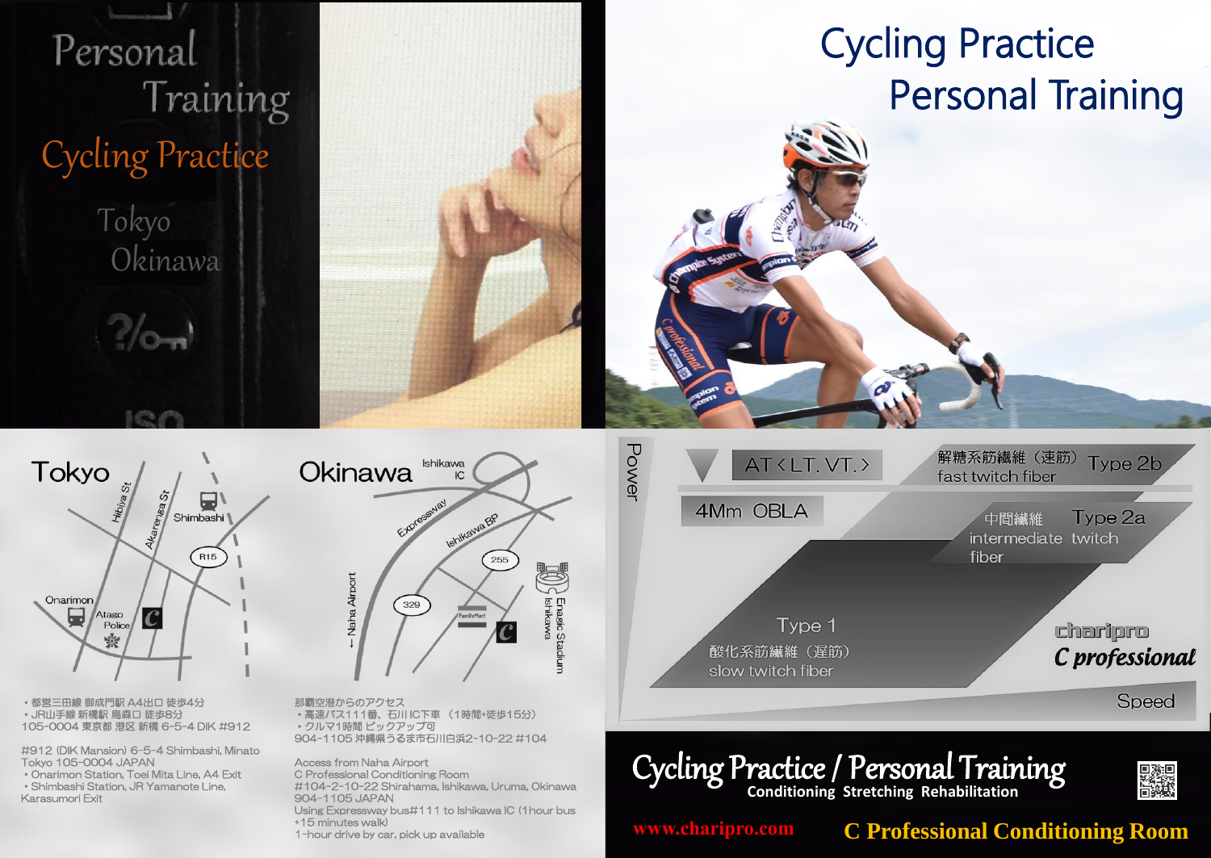# Personal Training

## Cycling Practice

Tokyo
Okinawa

# Cycling Practice Personal Training

## Tokyo

Hibiya St
Akarenga St
Shimbashi
R15
Onarimon
Atago Police

・都営三田線 御成門駅 A4出口 徒歩4分
・JR山手線 新橋駅 烏森口 徒歩8分
105-0004 東京都 港区 新橋 6-5-4 DIK #912

#912 (DIK Mansion) 6-5-4 Shimbashi, Minato Tokyo 105-0004 JAPAN
・Onarimon Station, Toei Mita Line, A4 Exit
・Shimbashi Station, JR Yamanote Line, Karasumori Exit

## Okinawa

Ishikawa IC
Expressway
Ishikawa BP
255
329
← Naha Airport
FamilyMart
Enagic Stadium Ishikawa

那覇空港からのアクセス
・高速バス111番、石川IC下車 （1時間+徒歩15分）
・クルマ1時間 ピックアップ可
904-1105 沖縄県うるま市石川白浜2-10-22 #104

Access from Naha Airport
C Professional Conditioning Room
#104-2-10-22 Shirahama, Ishikawa, Uruma, Okinawa 904-1105 JAPAN
Using Expressway bus#111 to Ishikawa IC (1hour bus +15 minutes walk)
1-hour drive by car, pick up available

Power
AT＜LT. VT.＞
4Mm OBLA
解糖系筋繊維（速筋） Type 2b fast twitch fiber
中間繊維 Type 2a intermediate twitch fiber
Type 1 酸化系筋繊維（遅筋） slow twitch fiber
Speed

charipro
C professional

# Cycling Practice / Personal Training

Conditioning Stretching Rehabilitation

www.charipro.com

**C Professional Conditioning Room**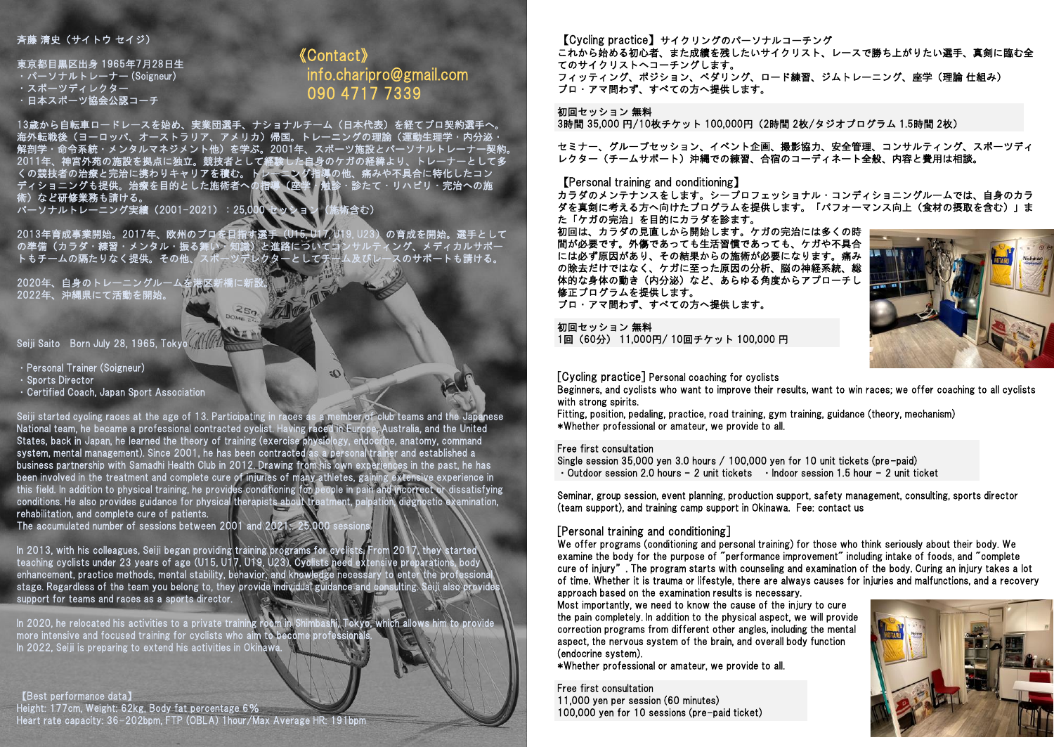斉藤 清史（サイトウ セイジ）

東京都目黒区出身 1965年7月28日生
・パーソナルトレーナー（Soigneur）
・スポーツディレクター
・日本スポーツ協会公認コーチ

《Contact》
info.charipro@gmail.com
090 4717 7339

13歳から自転車ロードレースを始め、実業団選手、ナショナルチーム（日本代表）を経てプロ契約選手へ。海外転戦後（ヨーロッパ、オーストラリア、アメリカ）帰国。トレーニングの理論（運動生理学・内分泌・解剖学・命令系統・メンタルマネジメント他）を学ぶ。2001年、スポーツ施設とパーソナルトレーナー契約。2011年、神宮外苑の施設を拠点に独立。競技者として経験した自身のケガの経緯より、トレーナーとして多くの競技者の治療と完治に携わりキャリアを積む。トレーニング指導の他、痛みや不具合に特化したコンディショニングも提供。治療を目的とした施術者への指導（座学・触診・診たて・リハビリ・完治への施術）など研修業務も請ける。
パーソナルトレーニング実績（2001-2021）：25,000 セッション（施術含む）

2013年育成事業開始。2017年、欧州のプロを目指す選手（U15,U17,U19,U23）の育成を開始。選手としての準備（カラダ・練習・メンタル・振る舞い・知識）と進路についてコンサルティング、メディカルサポートもチームの隔たりなく提供。その他、スポーツディレクターとしてチーム及びレースのサポートも請ける。

2020年、自身のトレーニングルームを港区新橋に新設。
2022年、沖縄県にて活動を開始。

Seiji Saito Born July 28, 1965, Tokyo

・Personal Trainer (Soigneur)
・Sports Director
・Certified Coach, Japan Sport Association

Seiji started cycling races at the age of 13. Participating in races as a member of club teams and the Japanese National team, he became a professional contracted cyclist. Having raced in Europe, Australia, and the United States, back in Japan, he learned the theory of training (exercise physiology, endocrine, anatomy, command system, mental management). Since 2001, he has been contracted as a personal trainer and established a business partnership with Samadhi Health Club in 2012. Drawing from his own experiences in the past, he has been involved in the treatment and complete cure of injuries of many athletes, gaining extensive experience in this field. In addition to physical training, he provides conditioning for people in pain and incorrect or dissatisfying conditions. He also provides guidance for physical therapists about treatment, palpation, diagnostic examination, rehabilitation, and complete cure of patients.
The accumulated number of sessions between 2001 and 2021: 25,000 sessions

In 2013, with his colleagues, Seiji began providing training programs for cyclists. From 2017, they started teaching cyclists under 23 years of age (U15, U17, U19, U23). Cyclists need extensive preparations, body enhancement, practice methods, mental stability, behavior, and knowledge necessary to enter the professional stage. Regardless of the team you belong to, they provide individual guidance and consulting. Seiji also provides support for teams and races as a sports director.

In 2020, he relocated his activities to a private training room in Shimbashi, Tokyo, which allows him to provide more intensive and focused training for cyclists who aim to become professionals.
In 2022, Seiji is preparing to extend his activities in Okinawa.

【Best performance data】
Height: 177cm, Weight: 62kg, Body fat percentage 6%
Heart rate capacity: 36-202bpm, FTP (OBLA) 1hour/Max Average HR: 191bpm

【Cycling practice】サイクリングのパーソナルコーチング
これから始める初心者、また成績を残したいサイクリスト、レースで勝ち上がりたい選手、真剣に臨む全てのサイクリストへコーチングします。
フィッティング、ポジション、ペダリング、ロード練習、ジムトレーニング、座学（理論 仕組み）
プロ・アマ問わず、すべての方へ提供します。

初回セッション 無料
3時間 35,000 円/10枚チケット 100,000円（2時間 2枚/タジオプログラム 1.5時間 2枚）

セミナー、グループセッション、イベント企画、撮影協力、安全管理、コンサルティング、スポーツディレクター（チームサポート）沖縄での練習、合宿のコーディネート全般、内容と費用は相談。

【Personal training and conditioning】
カラダのメンテナンスをします。シープロフェッショナル・コンディショニングルームでは、自身のカラダを真剣に考える方へ向けたプログラムを提供します。「パフォーマンス向上（食材の摂取を含む）」また「ケガの完治」を目的にカラダを診ます。
初回は、カラダの見直しから開始します。ケガの完治には多くの時間が必要です。外傷であっても生活習慣であっても、ケガや不具合には必ず原因があり、その結果からの施術が必要になります。痛みの除去だけではなく、ケガに至った原因の分析、脳の神経系統、総体的な身体の動き（内分泌）など、あらゆる角度からアプローチし修正プログラムを提供します。
プロ・アマ問わず、すべての方へ提供します。

初回セッション 無料
1回（60分） 11,000円/ 10回チケット 100,000 円

[Cycling practice] Personal coaching for cyclists
Beginners, and cyclists who want to improve their results, want to win races; we offer coaching to all cyclists with strong spirits.
Fitting, position, pedaling, practice, road training, gym training, guidance (theory, mechanism)
*Whether professional or amateur, we provide to all.

Free first consultation
Single session 35,000 yen 3.0 hours / 100,000 yen for 10 unit tickets (pre-paid)
・Outdoor session 2.0 hours - 2 unit tickets ・Indoor session 1.5 hour - 2 unit ticket

Seminar, group session, event planning, production support, safety management, consulting, sports director (team support), and training camp support in Okinawa. Fee: contact us

[Personal training and conditioning]
We offer programs (conditioning and personal training) for those who think seriously about their body. We examine the body for the purpose of "performance improvement" including intake of foods, and "complete cure of injury". The program starts with counseling and examination of the body. Curing an injury takes a lot of time. Whether it is trauma or lifestyle, there are always causes for injuries and malfunctions, and a recovery approach based on the examination results is necessary.
Most importantly, we need to know the cause of the injury to cure the pain completely. In addition to the physical aspect, we will provide correction programs from different other angles, including the mental aspect, the nervous system of the brain, and overall body function (endocrine system).
*Whether professional or amateur, we provide to all.

Free first consultation
11,000 yen per session (60 minutes)
100,000 yen for 10 sessions (pre-paid ticket)